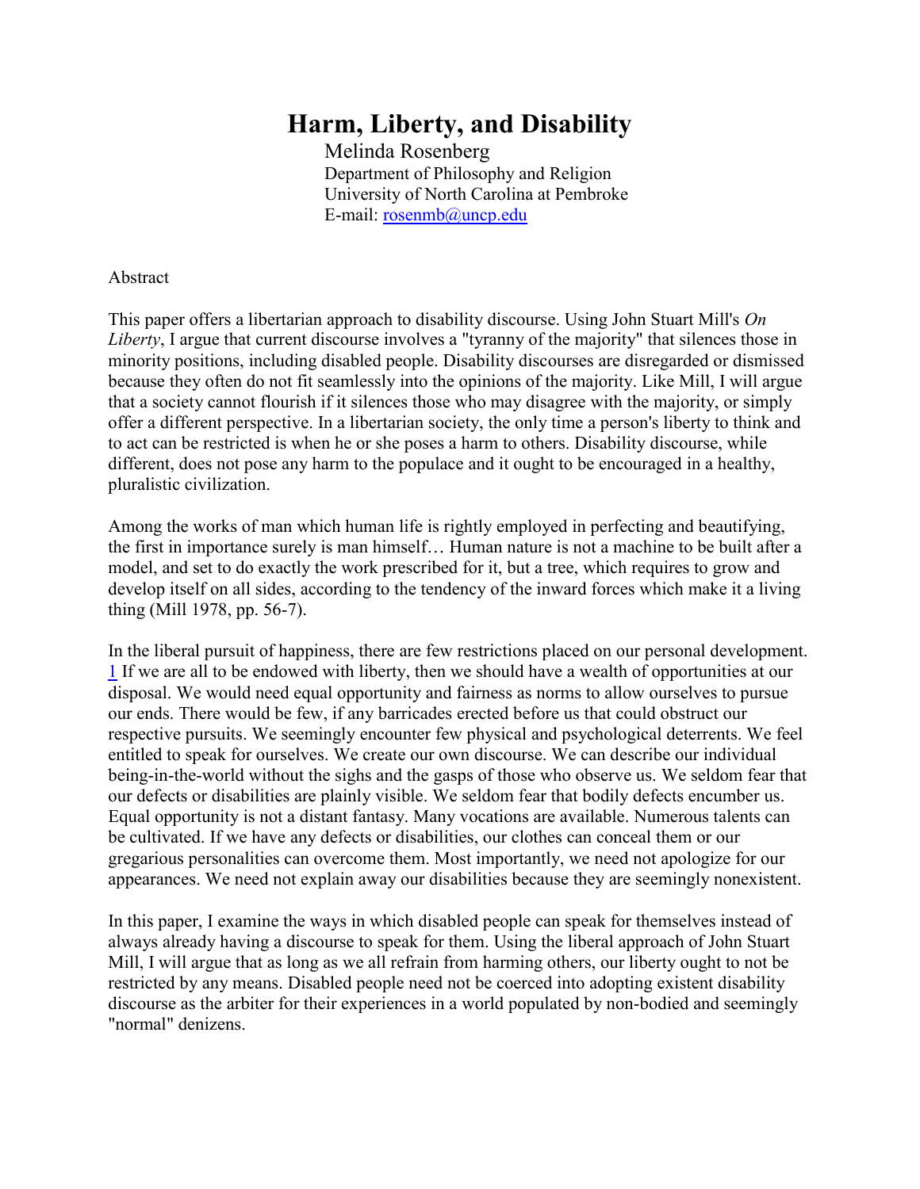# Harm, Liberty, and Disability

Melinda Rosenberg
Department of Philosophy and Religion
University of North Carolina at Pembroke
E-mail: rosenmb@uncp.edu

Abstract

This paper offers a libertarian approach to disability discourse. Using John Stuart Mill's *On Liberty*, I argue that current discourse involves a "tyranny of the majority" that silences those in minority positions, including disabled people. Disability discourses are disregarded or dismissed because they often do not fit seamlessly into the opinions of the majority. Like Mill, I will argue that a society cannot flourish if it silences those who may disagree with the majority, or simply offer a different perspective. In a libertarian society, the only time a person's liberty to think and to act can be restricted is when he or she poses a harm to others. Disability discourse, while different, does not pose any harm to the populace and it ought to be encouraged in a healthy, pluralistic civilization.

Among the works of man which human life is rightly employed in perfecting and beautifying, the first in importance surely is man himself… Human nature is not a machine to be built after a model, and set to do exactly the work prescribed for it, but a tree, which requires to grow and develop itself on all sides, according to the tendency of the inward forces which make it a living thing (Mill 1978, pp. 56-7).

In the liberal pursuit of happiness, there are few restrictions placed on our personal development. [1] If we are all to be endowed with liberty, then we should have a wealth of opportunities at our disposal. We would need equal opportunity and fairness as norms to allow ourselves to pursue our ends. There would be few, if any barricades erected before us that could obstruct our respective pursuits. We seemingly encounter few physical and psychological deterrents. We feel entitled to speak for ourselves. We create our own discourse. We can describe our individual being-in-the-world without the sighs and the gasps of those who observe us. We seldom fear that our defects or disabilities are plainly visible. We seldom fear that bodily defects encumber us. Equal opportunity is not a distant fantasy. Many vocations are available. Numerous talents can be cultivated. If we have any defects or disabilities, our clothes can conceal them or our gregarious personalities can overcome them. Most importantly, we need not apologize for our appearances. We need not explain away our disabilities because they are seemingly nonexistent.

In this paper, I examine the ways in which disabled people can speak for themselves instead of always already having a discourse to speak for them. Using the liberal approach of John Stuart Mill, I will argue that as long as we all refrain from harming others, our liberty ought to not be restricted by any means. Disabled people need not be coerced into adopting existent disability discourse as the arbiter for their experiences in a world populated by non-bodied and seemingly "normal" denizens.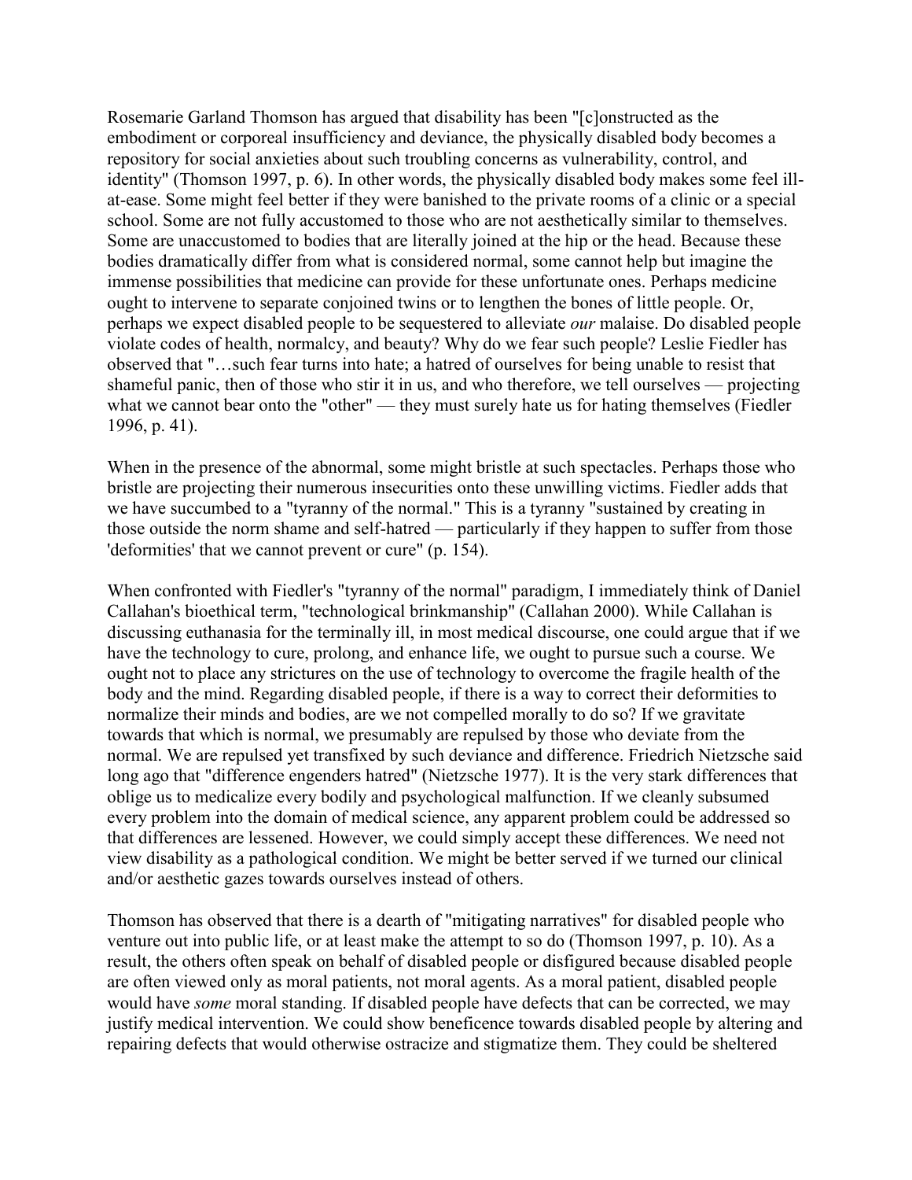Rosemarie Garland Thomson has argued that disability has been "[c]onstructed as the embodiment or corporeal insufficiency and deviance, the physically disabled body becomes a repository for social anxieties about such troubling concerns as vulnerability, control, and identity" (Thomson 1997, p. 6). In other words, the physically disabled body makes some feel ill-at-ease. Some might feel better if they were banished to the private rooms of a clinic or a special school. Some are not fully accustomed to those who are not aesthetically similar to themselves. Some are unaccustomed to bodies that are literally joined at the hip or the head. Because these bodies dramatically differ from what is considered normal, some cannot help but imagine the immense possibilities that medicine can provide for these unfortunate ones. Perhaps medicine ought to intervene to separate conjoined twins or to lengthen the bones of little people. Or, perhaps we expect disabled people to be sequestered to alleviate *our* malaise. Do disabled people violate codes of health, normalcy, and beauty? Why do we fear such people? Leslie Fiedler has observed that "…such fear turns into hate; a hatred of ourselves for being unable to resist that shameful panic, then of those who stir it in us, and who therefore, we tell ourselves — projecting what we cannot bear onto the "other" — they must surely hate us for hating themselves (Fiedler 1996, p. 41).

When in the presence of the abnormal, some might bristle at such spectacles. Perhaps those who bristle are projecting their numerous insecurities onto these unwilling victims. Fiedler adds that we have succumbed to a "tyranny of the normal." This is a tyranny "sustained by creating in those outside the norm shame and self-hatred — particularly if they happen to suffer from those 'deformities' that we cannot prevent or cure" (p. 154).

When confronted with Fiedler's "tyranny of the normal" paradigm, I immediately think of Daniel Callahan's bioethical term, "technological brinkmanship" (Callahan 2000). While Callahan is discussing euthanasia for the terminally ill, in most medical discourse, one could argue that if we have the technology to cure, prolong, and enhance life, we ought to pursue such a course. We ought not to place any strictures on the use of technology to overcome the fragile health of the body and the mind. Regarding disabled people, if there is a way to correct their deformities to normalize their minds and bodies, are we not compelled morally to do so? If we gravitate towards that which is normal, we presumably are repulsed by those who deviate from the normal. We are repulsed yet transfixed by such deviance and difference. Friedrich Nietzsche said long ago that "difference engenders hatred" (Nietzsche 1977). It is the very stark differences that oblige us to medicalize every bodily and psychological malfunction. If we cleanly subsumed every problem into the domain of medical science, any apparent problem could be addressed so that differences are lessened. However, we could simply accept these differences. We need not view disability as a pathological condition. We might be better served if we turned our clinical and/or aesthetic gazes towards ourselves instead of others.

Thomson has observed that there is a dearth of "mitigating narratives" for disabled people who venture out into public life, or at least make the attempt to so do (Thomson 1997, p. 10). As a result, the others often speak on behalf of disabled people or disfigured because disabled people are often viewed only as moral patients, not moral agents. As a moral patient, disabled people would have *some* moral standing. If disabled people have defects that can be corrected, we may justify medical intervention. We could show beneficence towards disabled people by altering and repairing defects that would otherwise ostracize and stigmatize them. They could be sheltered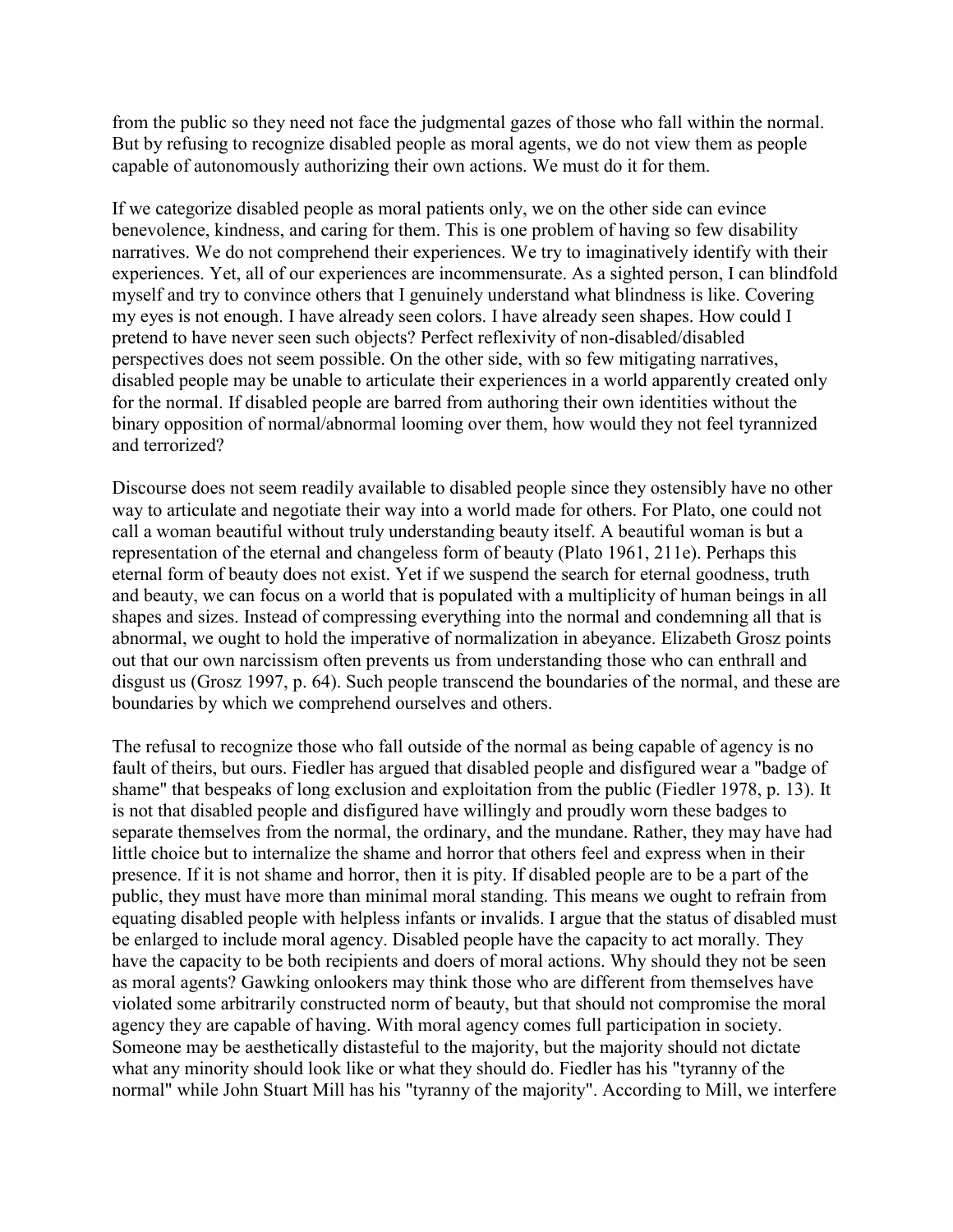from the public so they need not face the judgmental gazes of those who fall within the normal. But by refusing to recognize disabled people as moral agents, we do not view them as people capable of autonomously authorizing their own actions. We must do it for them.

If we categorize disabled people as moral patients only, we on the other side can evince benevolence, kindness, and caring for them. This is one problem of having so few disability narratives. We do not comprehend their experiences. We try to imaginatively identify with their experiences. Yet, all of our experiences are incommensurate. As a sighted person, I can blindfold myself and try to convince others that I genuinely understand what blindness is like. Covering my eyes is not enough. I have already seen colors. I have already seen shapes. How could I pretend to have never seen such objects? Perfect reflexivity of non-disabled/disabled perspectives does not seem possible. On the other side, with so few mitigating narratives, disabled people may be unable to articulate their experiences in a world apparently created only for the normal. If disabled people are barred from authoring their own identities without the binary opposition of normal/abnormal looming over them, how would they not feel tyrannized and terrorized?

Discourse does not seem readily available to disabled people since they ostensibly have no other way to articulate and negotiate their way into a world made for others. For Plato, one could not call a woman beautiful without truly understanding beauty itself. A beautiful woman is but a representation of the eternal and changeless form of beauty (Plato 1961, 211e). Perhaps this eternal form of beauty does not exist. Yet if we suspend the search for eternal goodness, truth and beauty, we can focus on a world that is populated with a multiplicity of human beings in all shapes and sizes. Instead of compressing everything into the normal and condemning all that is abnormal, we ought to hold the imperative of normalization in abeyance. Elizabeth Grosz points out that our own narcissism often prevents us from understanding those who can enthrall and disgust us (Grosz 1997, p. 64). Such people transcend the boundaries of the normal, and these are boundaries by which we comprehend ourselves and others.

The refusal to recognize those who fall outside of the normal as being capable of agency is no fault of theirs, but ours. Fiedler has argued that disabled people and disfigured wear a "badge of shame" that bespeaks of long exclusion and exploitation from the public (Fiedler 1978, p. 13). It is not that disabled people and disfigured have willingly and proudly worn these badges to separate themselves from the normal, the ordinary, and the mundane. Rather, they may have had little choice but to internalize the shame and horror that others feel and express when in their presence. If it is not shame and horror, then it is pity. If disabled people are to be a part of the public, they must have more than minimal moral standing. This means we ought to refrain from equating disabled people with helpless infants or invalids. I argue that the status of disabled must be enlarged to include moral agency. Disabled people have the capacity to act morally. They have the capacity to be both recipients and doers of moral actions. Why should they not be seen as moral agents? Gawking onlookers may think those who are different from themselves have violated some arbitrarily constructed norm of beauty, but that should not compromise the moral agency they are capable of having. With moral agency comes full participation in society. Someone may be aesthetically distasteful to the majority, but the majority should not dictate what any minority should look like or what they should do. Fiedler has his "tyranny of the normal" while John Stuart Mill has his "tyranny of the majority". According to Mill, we interfere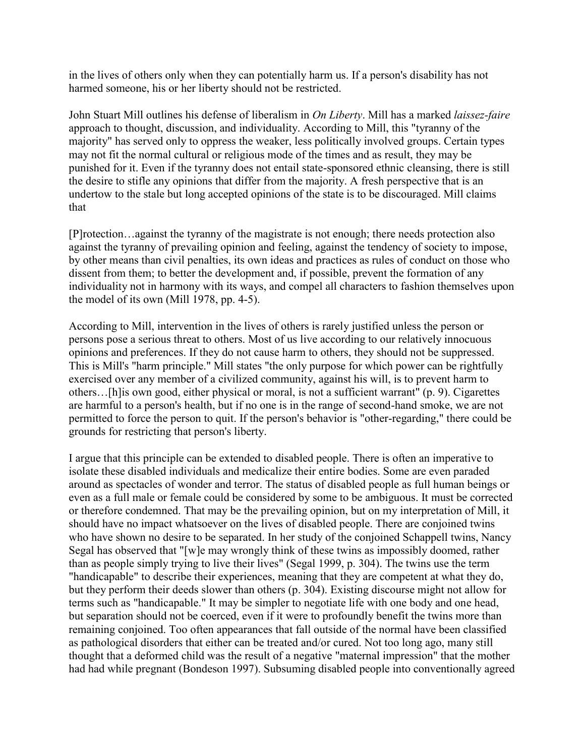in the lives of others only when they can potentially harm us. If a person's disability has not harmed someone, his or her liberty should not be restricted.

John Stuart Mill outlines his defense of liberalism in *On Liberty*. Mill has a marked *laissez-faire* approach to thought, discussion, and individuality. According to Mill, this "tyranny of the majority" has served only to oppress the weaker, less politically involved groups. Certain types may not fit the normal cultural or religious mode of the times and as result, they may be punished for it. Even if the tyranny does not entail state-sponsored ethnic cleansing, there is still the desire to stifle any opinions that differ from the majority. A fresh perspective that is an undertow to the stale but long accepted opinions of the state is to be discouraged. Mill claims that

[P]rotection…against the tyranny of the magistrate is not enough; there needs protection also against the tyranny of prevailing opinion and feeling, against the tendency of society to impose, by other means than civil penalties, its own ideas and practices as rules of conduct on those who dissent from them; to better the development and, if possible, prevent the formation of any individuality not in harmony with its ways, and compel all characters to fashion themselves upon the model of its own (Mill 1978, pp. 4-5).

According to Mill, intervention in the lives of others is rarely justified unless the person or persons pose a serious threat to others. Most of us live according to our relatively innocuous opinions and preferences. If they do not cause harm to others, they should not be suppressed. This is Mill's "harm principle." Mill states "the only purpose for which power can be rightfully exercised over any member of a civilized community, against his will, is to prevent harm to others…[h]is own good, either physical or moral, is not a sufficient warrant" (p. 9). Cigarettes are harmful to a person's health, but if no one is in the range of second-hand smoke, we are not permitted to force the person to quit. If the person's behavior is "other-regarding," there could be grounds for restricting that person's liberty.

I argue that this principle can be extended to disabled people. There is often an imperative to isolate these disabled individuals and medicalize their entire bodies. Some are even paraded around as spectacles of wonder and terror. The status of disabled people as full human beings or even as a full male or female could be considered by some to be ambiguous. It must be corrected or therefore condemned. That may be the prevailing opinion, but on my interpretation of Mill, it should have no impact whatsoever on the lives of disabled people. There are conjoined twins who have shown no desire to be separated. In her study of the conjoined Schappell twins, Nancy Segal has observed that "[w]e may wrongly think of these twins as impossibly doomed, rather than as people simply trying to live their lives" (Segal 1999, p. 304). The twins use the term "handicapable" to describe their experiences, meaning that they are competent at what they do, but they perform their deeds slower than others (p. 304). Existing discourse might not allow for terms such as "handicapable." It may be simpler to negotiate life with one body and one head, but separation should not be coerced, even if it were to profoundly benefit the twins more than remaining conjoined. Too often appearances that fall outside of the normal have been classified as pathological disorders that either can be treated and/or cured. Not too long ago, many still thought that a deformed child was the result of a negative "maternal impression" that the mother had had while pregnant (Bondeson 1997). Subsuming disabled people into conventionally agreed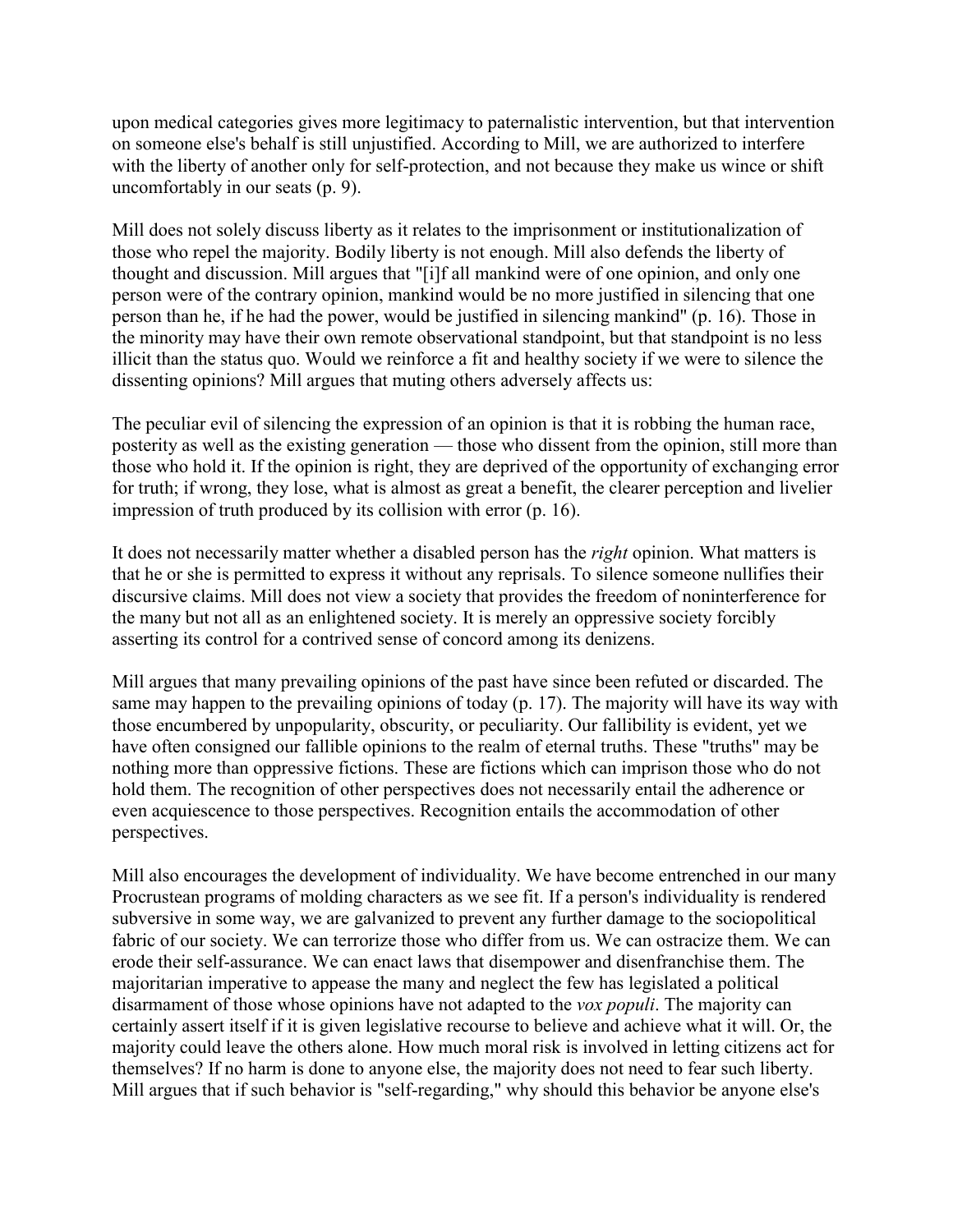upon medical categories gives more legitimacy to paternalistic intervention, but that intervention on someone else's behalf is still unjustified. According to Mill, we are authorized to interfere with the liberty of another only for self-protection, and not because they make us wince or shift uncomfortably in our seats (p. 9).

Mill does not solely discuss liberty as it relates to the imprisonment or institutionalization of those who repel the majority. Bodily liberty is not enough. Mill also defends the liberty of thought and discussion. Mill argues that "[i]f all mankind were of one opinion, and only one person were of the contrary opinion, mankind would be no more justified in silencing that one person than he, if he had the power, would be justified in silencing mankind" (p. 16). Those in the minority may have their own remote observational standpoint, but that standpoint is no less illicit than the status quo. Would we reinforce a fit and healthy society if we were to silence the dissenting opinions? Mill argues that muting others adversely affects us:

The peculiar evil of silencing the expression of an opinion is that it is robbing the human race, posterity as well as the existing generation — those who dissent from the opinion, still more than those who hold it. If the opinion is right, they are deprived of the opportunity of exchanging error for truth; if wrong, they lose, what is almost as great a benefit, the clearer perception and livelier impression of truth produced by its collision with error (p. 16).

It does not necessarily matter whether a disabled person has the *right* opinion. What matters is that he or she is permitted to express it without any reprisals. To silence someone nullifies their discursive claims. Mill does not view a society that provides the freedom of noninterference for the many but not all as an enlightened society. It is merely an oppressive society forcibly asserting its control for a contrived sense of concord among its denizens.

Mill argues that many prevailing opinions of the past have since been refuted or discarded. The same may happen to the prevailing opinions of today (p. 17). The majority will have its way with those encumbered by unpopularity, obscurity, or peculiarity. Our fallibility is evident, yet we have often consigned our fallible opinions to the realm of eternal truths. These "truths" may be nothing more than oppressive fictions. These are fictions which can imprison those who do not hold them. The recognition of other perspectives does not necessarily entail the adherence or even acquiescence to those perspectives. Recognition entails the accommodation of other perspectives.

Mill also encourages the development of individuality. We have become entrenched in our many Procrustean programs of molding characters as we see fit. If a person's individuality is rendered subversive in some way, we are galvanized to prevent any further damage to the sociopolitical fabric of our society. We can terrorize those who differ from us. We can ostracize them. We can erode their self-assurance. We can enact laws that disempower and disenfranchise them. The majoritarian imperative to appease the many and neglect the few has legislated a political disarmament of those whose opinions have not adapted to the *vox populi*. The majority can certainly assert itself if it is given legislative recourse to believe and achieve what it will. Or, the majority could leave the others alone. How much moral risk is involved in letting citizens act for themselves? If no harm is done to anyone else, the majority does not need to fear such liberty. Mill argues that if such behavior is "self-regarding," why should this behavior be anyone else's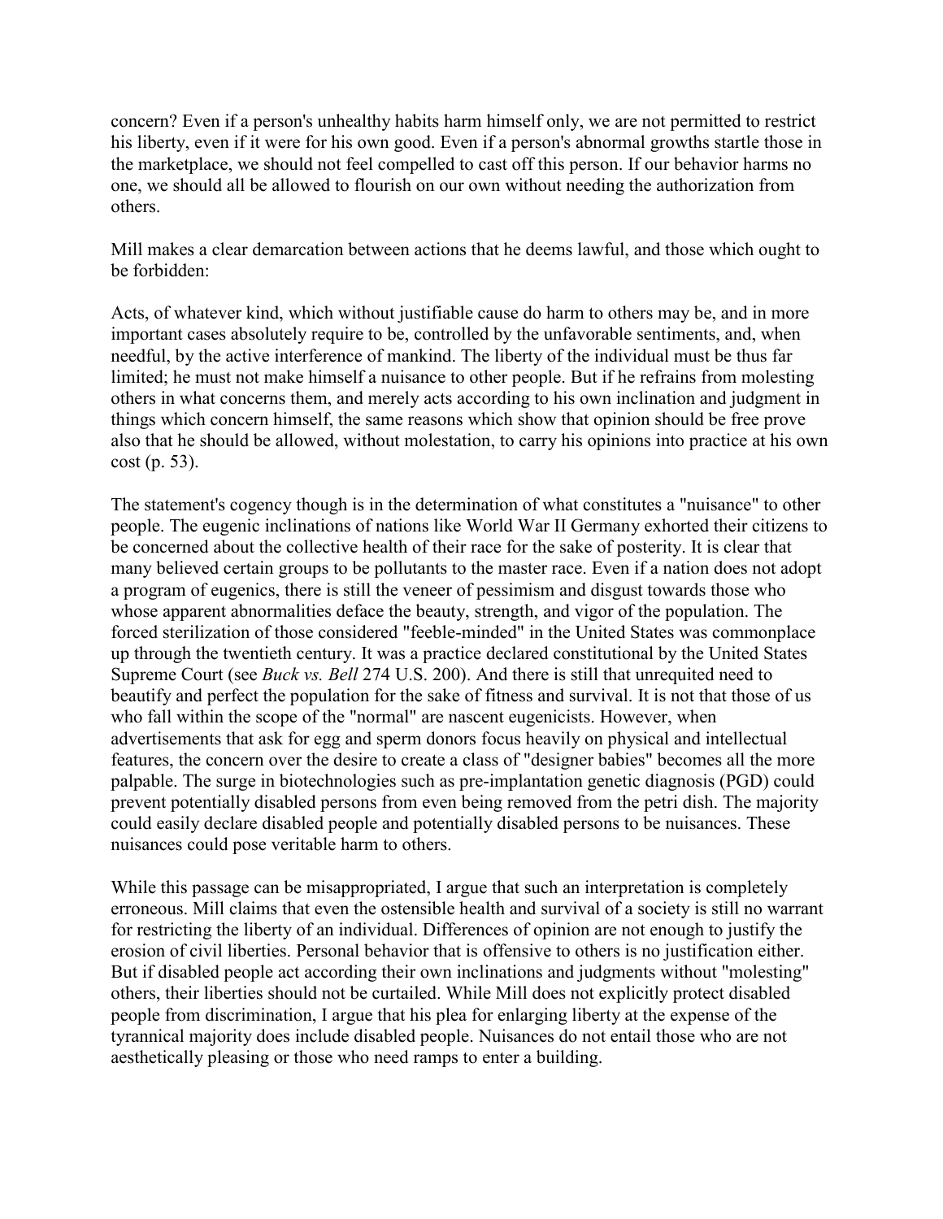concern? Even if a person's unhealthy habits harm himself only, we are not permitted to restrict his liberty, even if it were for his own good. Even if a person's abnormal growths startle those in the marketplace, we should not feel compelled to cast off this person. If our behavior harms no one, we should all be allowed to flourish on our own without needing the authorization from others.

Mill makes a clear demarcation between actions that he deems lawful, and those which ought to be forbidden:

Acts, of whatever kind, which without justifiable cause do harm to others may be, and in more important cases absolutely require to be, controlled by the unfavorable sentiments, and, when needful, by the active interference of mankind. The liberty of the individual must be thus far limited; he must not make himself a nuisance to other people. But if he refrains from molesting others in what concerns them, and merely acts according to his own inclination and judgment in things which concern himself, the same reasons which show that opinion should be free prove also that he should be allowed, without molestation, to carry his opinions into practice at his own cost (p. 53).

The statement's cogency though is in the determination of what constitutes a "nuisance" to other people. The eugenic inclinations of nations like World War II Germany exhorted their citizens to be concerned about the collective health of their race for the sake of posterity. It is clear that many believed certain groups to be pollutants to the master race. Even if a nation does not adopt a program of eugenics, there is still the veneer of pessimism and disgust towards those who whose apparent abnormalities deface the beauty, strength, and vigor of the population. The forced sterilization of those considered "feeble-minded" in the United States was commonplace up through the twentieth century. It was a practice declared constitutional by the United States Supreme Court (see *Buck vs. Bell* 274 U.S. 200). And there is still that unrequited need to beautify and perfect the population for the sake of fitness and survival. It is not that those of us who fall within the scope of the "normal" are nascent eugenicists. However, when advertisements that ask for egg and sperm donors focus heavily on physical and intellectual features, the concern over the desire to create a class of "designer babies" becomes all the more palpable. The surge in biotechnologies such as pre-implantation genetic diagnosis (PGD) could prevent potentially disabled persons from even being removed from the petri dish. The majority could easily declare disabled people and potentially disabled persons to be nuisances. These nuisances could pose veritable harm to others.

While this passage can be misappropriated, I argue that such an interpretation is completely erroneous. Mill claims that even the ostensible health and survival of a society is still no warrant for restricting the liberty of an individual. Differences of opinion are not enough to justify the erosion of civil liberties. Personal behavior that is offensive to others is no justification either. But if disabled people act according their own inclinations and judgments without "molesting" others, their liberties should not be curtailed. While Mill does not explicitly protect disabled people from discrimination, I argue that his plea for enlarging liberty at the expense of the tyrannical majority does include disabled people. Nuisances do not entail those who are not aesthetically pleasing or those who need ramps to enter a building.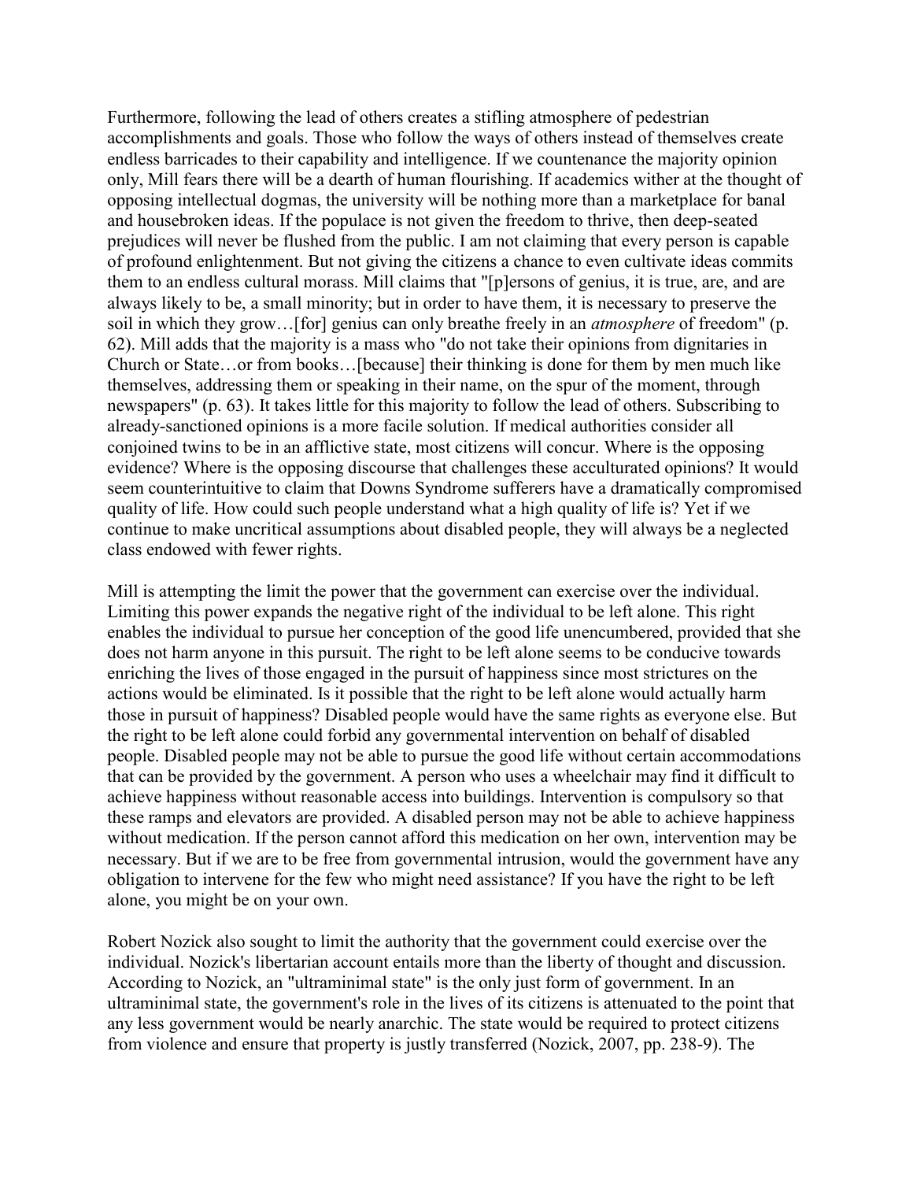Furthermore, following the lead of others creates a stifling atmosphere of pedestrian accomplishments and goals. Those who follow the ways of others instead of themselves create endless barricades to their capability and intelligence. If we countenance the majority opinion only, Mill fears there will be a dearth of human flourishing. If academics wither at the thought of opposing intellectual dogmas, the university will be nothing more than a marketplace for banal and housebroken ideas. If the populace is not given the freedom to thrive, then deep-seated prejudices will never be flushed from the public. I am not claiming that every person is capable of profound enlightenment. But not giving the citizens a chance to even cultivate ideas commits them to an endless cultural morass. Mill claims that "[p]ersons of genius, it is true, are, and are always likely to be, a small minority; but in order to have them, it is necessary to preserve the soil in which they grow…[for] genius can only breathe freely in an *atmosphere* of freedom" (p. 62). Mill adds that the majority is a mass who "do not take their opinions from dignitaries in Church or State…or from books…[because] their thinking is done for them by men much like themselves, addressing them or speaking in their name, on the spur of the moment, through newspapers" (p. 63). It takes little for this majority to follow the lead of others. Subscribing to already-sanctioned opinions is a more facile solution. If medical authorities consider all conjoined twins to be in an afflictive state, most citizens will concur. Where is the opposing evidence? Where is the opposing discourse that challenges these acculturated opinions? It would seem counterintuitive to claim that Downs Syndrome sufferers have a dramatically compromised quality of life. How could such people understand what a high quality of life is? Yet if we continue to make uncritical assumptions about disabled people, they will always be a neglected class endowed with fewer rights.

Mill is attempting the limit the power that the government can exercise over the individual. Limiting this power expands the negative right of the individual to be left alone. This right enables the individual to pursue her conception of the good life unencumbered, provided that she does not harm anyone in this pursuit. The right to be left alone seems to be conducive towards enriching the lives of those engaged in the pursuit of happiness since most strictures on the actions would be eliminated. Is it possible that the right to be left alone would actually harm those in pursuit of happiness? Disabled people would have the same rights as everyone else. But the right to be left alone could forbid any governmental intervention on behalf of disabled people. Disabled people may not be able to pursue the good life without certain accommodations that can be provided by the government. A person who uses a wheelchair may find it difficult to achieve happiness without reasonable access into buildings. Intervention is compulsory so that these ramps and elevators are provided. A disabled person may not be able to achieve happiness without medication. If the person cannot afford this medication on her own, intervention may be necessary. But if we are to be free from governmental intrusion, would the government have any obligation to intervene for the few who might need assistance? If you have the right to be left alone, you might be on your own.

Robert Nozick also sought to limit the authority that the government could exercise over the individual. Nozick's libertarian account entails more than the liberty of thought and discussion. According to Nozick, an "ultraminimal state" is the only just form of government. In an ultraminimal state, the government's role in the lives of its citizens is attenuated to the point that any less government would be nearly anarchic. The state would be required to protect citizens from violence and ensure that property is justly transferred (Nozick, 2007, pp. 238-9). The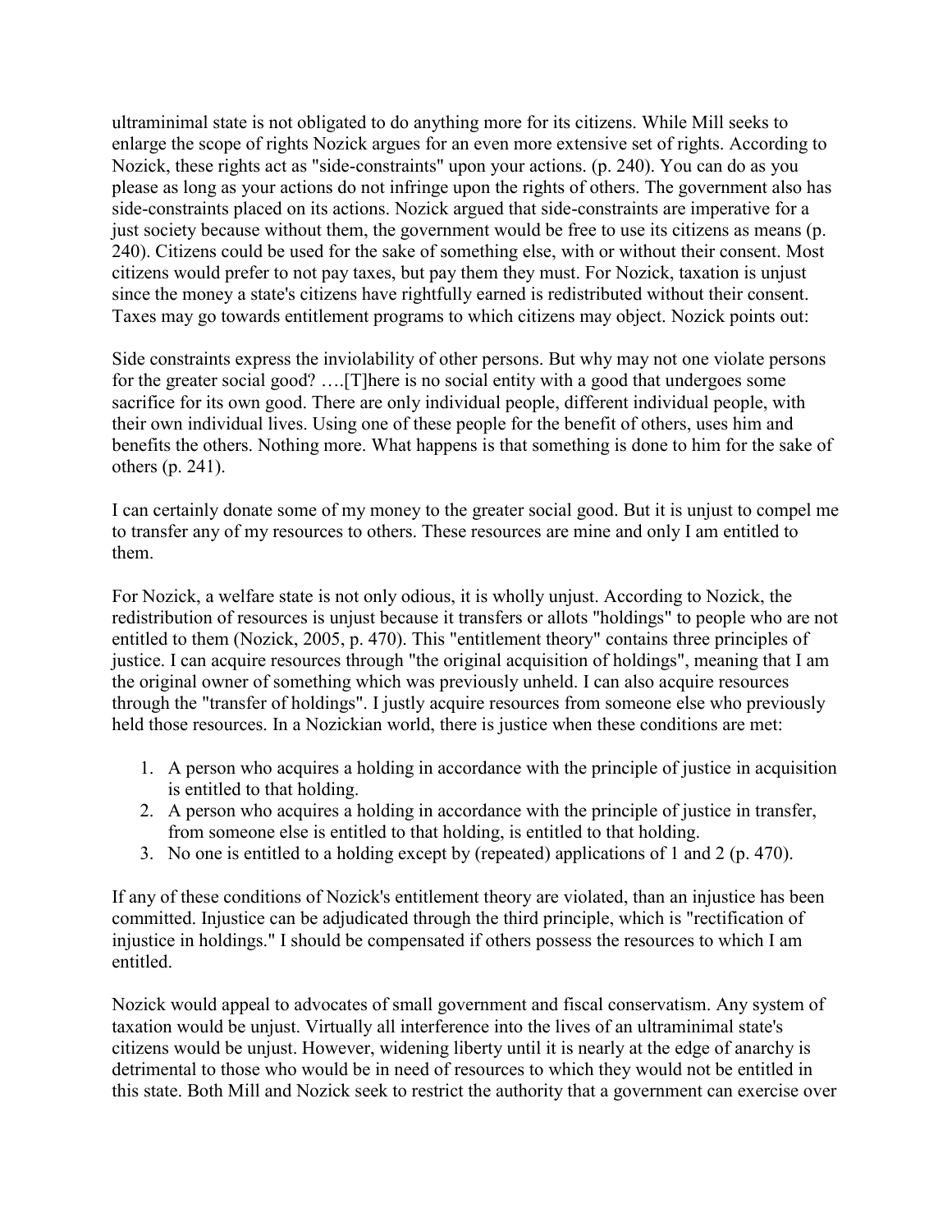ultraminimal state is not obligated to do anything more for its citizens. While Mill seeks to enlarge the scope of rights Nozick argues for an even more extensive set of rights. According to Nozick, these rights act as "side-constraints" upon your actions. (p. 240). You can do as you please as long as your actions do not infringe upon the rights of others. The government also has side-constraints placed on its actions. Nozick argued that side-constraints are imperative for a just society because without them, the government would be free to use its citizens as means (p. 240). Citizens could be used for the sake of something else, with or without their consent. Most citizens would prefer to not pay taxes, but pay them they must. For Nozick, taxation is unjust since the money a state's citizens have rightfully earned is redistributed without their consent. Taxes may go towards entitlement programs to which citizens may object. Nozick points out:

Side constraints express the inviolability of other persons. But why may not one violate persons for the greater social good? ….[T]here is no social entity with a good that undergoes some sacrifice for its own good. There are only individual people, different individual people, with their own individual lives. Using one of these people for the benefit of others, uses him and benefits the others. Nothing more. What happens is that something is done to him for the sake of others (p. 241).

I can certainly donate some of my money to the greater social good. But it is unjust to compel me to transfer any of my resources to others. These resources are mine and only I am entitled to them.

For Nozick, a welfare state is not only odious, it is wholly unjust. According to Nozick, the redistribution of resources is unjust because it transfers or allots "holdings" to people who are not entitled to them (Nozick, 2005, p. 470). This "entitlement theory" contains three principles of justice. I can acquire resources through "the original acquisition of holdings", meaning that I am the original owner of something which was previously unheld. I can also acquire resources through the "transfer of holdings". I justly acquire resources from someone else who previously held those resources. In a Nozickian world, there is justice when these conditions are met:

1. A person who acquires a holding in accordance with the principle of justice in acquisition is entitled to that holding.
2. A person who acquires a holding in accordance with the principle of justice in transfer, from someone else is entitled to that holding, is entitled to that holding.
3. No one is entitled to a holding except by (repeated) applications of 1 and 2 (p. 470).

If any of these conditions of Nozick's entitlement theory are violated, than an injustice has been committed. Injustice can be adjudicated through the third principle, which is "rectification of injustice in holdings." I should be compensated if others possess the resources to which I am entitled.

Nozick would appeal to advocates of small government and fiscal conservatism. Any system of taxation would be unjust. Virtually all interference into the lives of an ultraminimal state's citizens would be unjust. However, widening liberty until it is nearly at the edge of anarchy is detrimental to those who would be in need of resources to which they would not be entitled in this state. Both Mill and Nozick seek to restrict the authority that a government can exercise over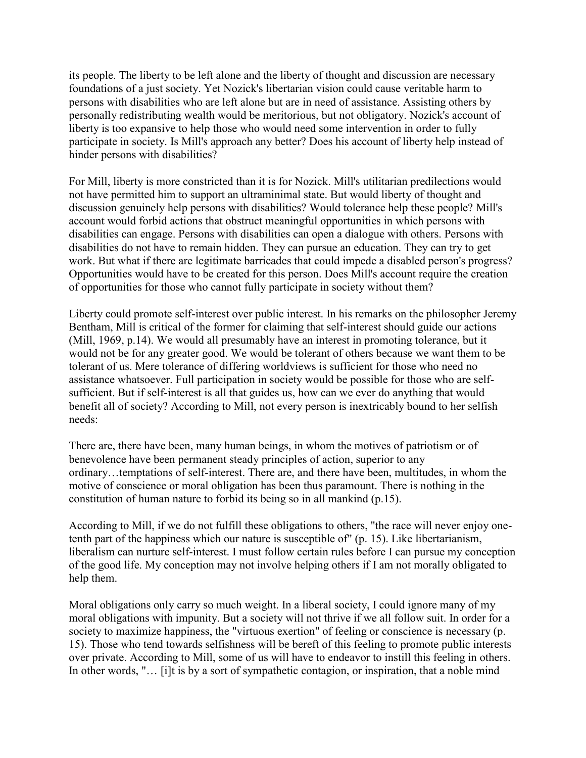its people. The liberty to be left alone and the liberty of thought and discussion are necessary foundations of a just society. Yet Nozick's libertarian vision could cause veritable harm to persons with disabilities who are left alone but are in need of assistance. Assisting others by personally redistributing wealth would be meritorious, but not obligatory. Nozick's account of liberty is too expansive to help those who would need some intervention in order to fully participate in society. Is Mill's approach any better? Does his account of liberty help instead of hinder persons with disabilities?

For Mill, liberty is more constricted than it is for Nozick. Mill's utilitarian predilections would not have permitted him to support an ultraminimal state. But would liberty of thought and discussion genuinely help persons with disabilities? Would tolerance help these people? Mill's account would forbid actions that obstruct meaningful opportunities in which persons with disabilities can engage. Persons with disabilities can open a dialogue with others. Persons with disabilities do not have to remain hidden. They can pursue an education. They can try to get work. But what if there are legitimate barricades that could impede a disabled person's progress? Opportunities would have to be created for this person. Does Mill's account require the creation of opportunities for those who cannot fully participate in society without them?

Liberty could promote self-interest over public interest. In his remarks on the philosopher Jeremy Bentham, Mill is critical of the former for claiming that self-interest should guide our actions (Mill, 1969, p.14). We would all presumably have an interest in promoting tolerance, but it would not be for any greater good. We would be tolerant of others because we want them to be tolerant of us. Mere tolerance of differing worldviews is sufficient for those who need no assistance whatsoever. Full participation in society would be possible for those who are self-sufficient. But if self-interest is all that guides us, how can we ever do anything that would benefit all of society? According to Mill, not every person is inextricably bound to her selfish needs:

There are, there have been, many human beings, in whom the motives of patriotism or of benevolence have been permanent steady principles of action, superior to any ordinary…temptations of self-interest. There are, and there have been, multitudes, in whom the motive of conscience or moral obligation has been thus paramount. There is nothing in the constitution of human nature to forbid its being so in all mankind (p.15).

According to Mill, if we do not fulfill these obligations to others, "the race will never enjoy one-tenth part of the happiness which our nature is susceptible of" (p. 15). Like libertarianism, liberalism can nurture self-interest. I must follow certain rules before I can pursue my conception of the good life. My conception may not involve helping others if I am not morally obligated to help them.

Moral obligations only carry so much weight. In a liberal society, I could ignore many of my moral obligations with impunity. But a society will not thrive if we all follow suit. In order for a society to maximize happiness, the "virtuous exertion" of feeling or conscience is necessary (p. 15). Those who tend towards selfishness will be bereft of this feeling to promote public interests over private. According to Mill, some of us will have to endeavor to instill this feeling in others. In other words, "… [i]t is by a sort of sympathetic contagion, or inspiration, that a noble mind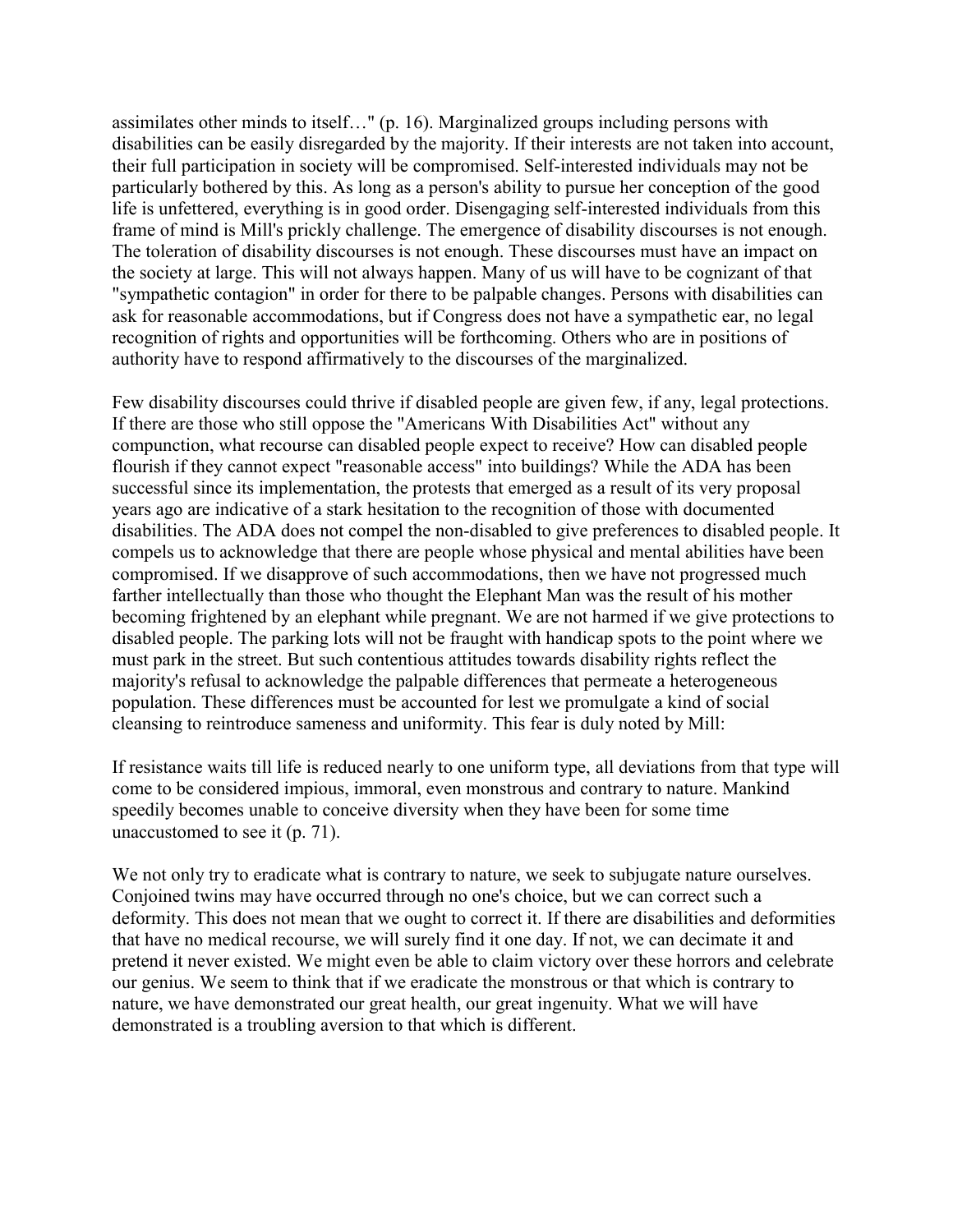assimilates other minds to itself…" (p. 16). Marginalized groups including persons with disabilities can be easily disregarded by the majority. If their interests are not taken into account, their full participation in society will be compromised. Self-interested individuals may not be particularly bothered by this. As long as a person's ability to pursue her conception of the good life is unfettered, everything is in good order. Disengaging self-interested individuals from this frame of mind is Mill's prickly challenge. The emergence of disability discourses is not enough. The toleration of disability discourses is not enough. These discourses must have an impact on the society at large. This will not always happen. Many of us will have to be cognizant of that "sympathetic contagion" in order for there to be palpable changes. Persons with disabilities can ask for reasonable accommodations, but if Congress does not have a sympathetic ear, no legal recognition of rights and opportunities will be forthcoming. Others who are in positions of authority have to respond affirmatively to the discourses of the marginalized.

Few disability discourses could thrive if disabled people are given few, if any, legal protections. If there are those who still oppose the "Americans With Disabilities Act" without any compunction, what recourse can disabled people expect to receive? How can disabled people flourish if they cannot expect "reasonable access" into buildings? While the ADA has been successful since its implementation, the protests that emerged as a result of its very proposal years ago are indicative of a stark hesitation to the recognition of those with documented disabilities. The ADA does not compel the non-disabled to give preferences to disabled people. It compels us to acknowledge that there are people whose physical and mental abilities have been compromised. If we disapprove of such accommodations, then we have not progressed much farther intellectually than those who thought the Elephant Man was the result of his mother becoming frightened by an elephant while pregnant. We are not harmed if we give protections to disabled people. The parking lots will not be fraught with handicap spots to the point where we must park in the street. But such contentious attitudes towards disability rights reflect the majority's refusal to acknowledge the palpable differences that permeate a heterogeneous population. These differences must be accounted for lest we promulgate a kind of social cleansing to reintroduce sameness and uniformity. This fear is duly noted by Mill:

> If resistance waits till life is reduced nearly to one uniform type, all deviations from that type will come to be considered impious, immoral, even monstrous and contrary to nature. Mankind speedily becomes unable to conceive diversity when they have been for some time unaccustomed to see it (p. 71).

We not only try to eradicate what is contrary to nature, we seek to subjugate nature ourselves. Conjoined twins may have occurred through no one's choice, but we can correct such a deformity. This does not mean that we ought to correct it. If there are disabilities and deformities that have no medical recourse, we will surely find it one day. If not, we can decimate it and pretend it never existed. We might even be able to claim victory over these horrors and celebrate our genius. We seem to think that if we eradicate the monstrous or that which is contrary to nature, we have demonstrated our great health, our great ingenuity. What we will have demonstrated is a troubling aversion to that which is different.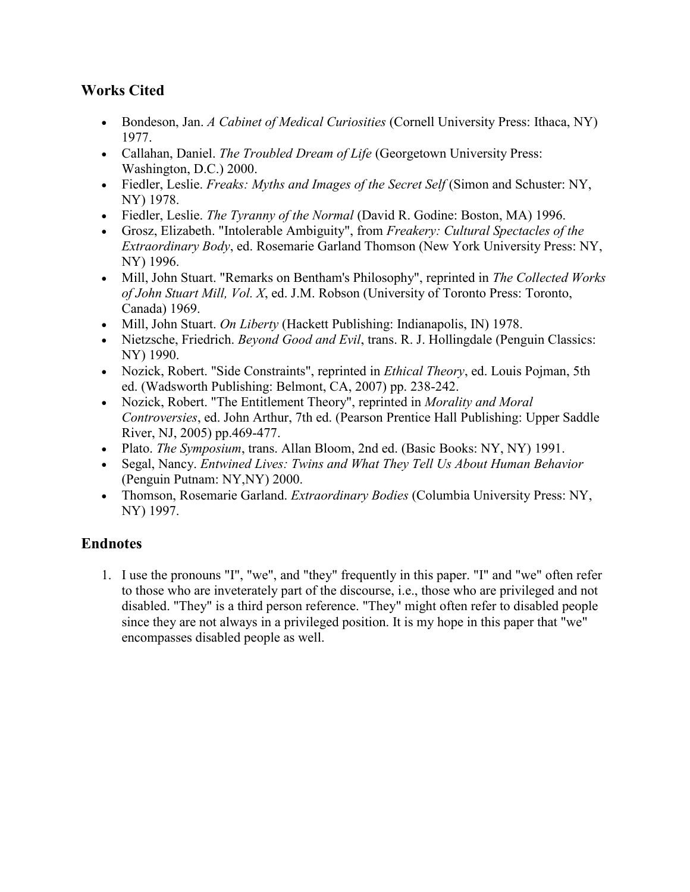## Works Cited

- Bondeson, Jan. *A Cabinet of Medical Curiosities* (Cornell University Press: Ithaca, NY) 1977.
- Callahan, Daniel. *The Troubled Dream of Life* (Georgetown University Press: Washington, D.C.) 2000.
- Fiedler, Leslie. *Freaks: Myths and Images of the Secret Self* (Simon and Schuster: NY, NY) 1978.
- Fiedler, Leslie. *The Tyranny of the Normal* (David R. Godine: Boston, MA) 1996.
- Grosz, Elizabeth. "Intolerable Ambiguity", from *Freakery: Cultural Spectacles of the Extraordinary Body*, ed. Rosemarie Garland Thomson (New York University Press: NY, NY) 1996.
- Mill, John Stuart. "Remarks on Bentham's Philosophy", reprinted in *The Collected Works of John Stuart Mill, Vol. X*, ed. J.M. Robson (University of Toronto Press: Toronto, Canada) 1969.
- Mill, John Stuart. *On Liberty* (Hackett Publishing: Indianapolis, IN) 1978.
- Nietzsche, Friedrich. *Beyond Good and Evil*, trans. R. J. Hollingdale (Penguin Classics: NY) 1990.
- Nozick, Robert. "Side Constraints", reprinted in *Ethical Theory*, ed. Louis Pojman, 5th ed. (Wadsworth Publishing: Belmont, CA, 2007) pp. 238-242.
- Nozick, Robert. "The Entitlement Theory", reprinted in *Morality and Moral Controversies*, ed. John Arthur, 7th ed. (Pearson Prentice Hall Publishing: Upper Saddle River, NJ, 2005) pp.469-477.
- Plato. *The Symposium*, trans. Allan Bloom, 2nd ed. (Basic Books: NY, NY) 1991.
- Segal, Nancy. *Entwined Lives: Twins and What They Tell Us About Human Behavior* (Penguin Putnam: NY,NY) 2000.
- Thomson, Rosemarie Garland. *Extraordinary Bodies* (Columbia University Press: NY, NY) 1997.

## Endnotes

1. I use the pronouns "I", "we", and "they" frequently in this paper. "I" and "we" often refer to those who are inveterately part of the discourse, i.e., those who are privileged and not disabled. "They" is a third person reference. "They" might often refer to disabled people since they are not always in a privileged position. It is my hope in this paper that "we" encompasses disabled people as well.